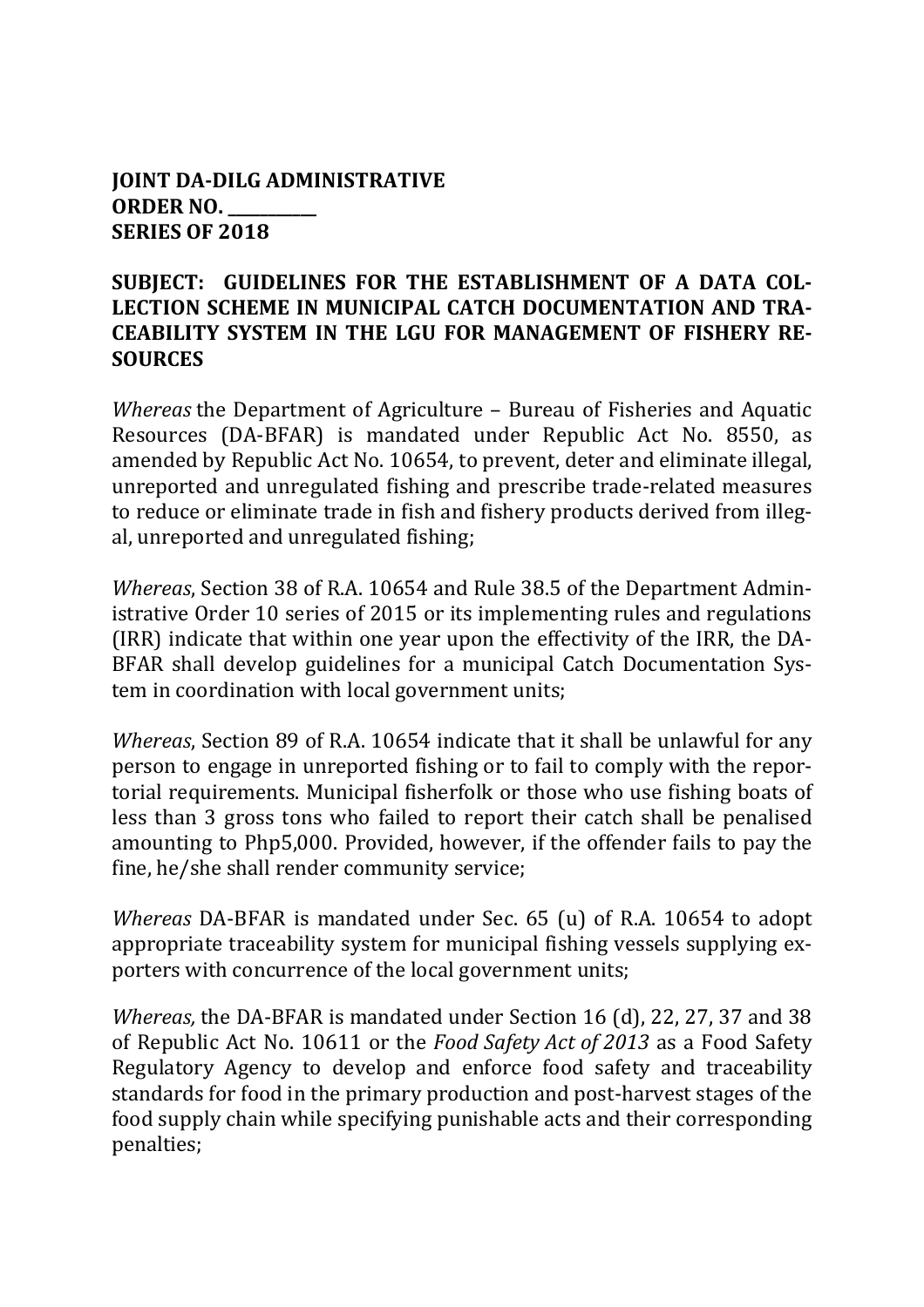**JOINT DA-DILG ADMINISTRATIVE ORDER NO. \_\_\_\_\_\_\_\_\_\_**
**SERIES OF 2018**

**SUBJECT: GUIDELINES FOR THE ESTABLISHMENT OF A DATA COLLECTION SCHEME IN MUNICIPAL CATCH DOCUMENTATION AND TRACEABILITY SYSTEM IN THE LGU FOR MANAGEMENT OF FISHERY RESOURCES**

*Whereas* the Department of Agriculture – Bureau of Fisheries and Aquatic Resources (DA-BFAR) is mandated under Republic Act No. 8550, as amended by Republic Act No. 10654, to prevent, deter and eliminate illegal, unreported and unregulated fishing and prescribe trade-related measures to reduce or eliminate trade in fish and fishery products derived from illegal, unreported and unregulated fishing;

*Whereas*, Section 38 of R.A. 10654 and Rule 38.5 of the Department Administrative Order 10 series of 2015 or its implementing rules and regulations (IRR) indicate that within one year upon the effectivity of the IRR, the DA-BFAR shall develop guidelines for a municipal Catch Documentation System in coordination with local government units;

*Whereas*, Section 89 of R.A. 10654 indicate that it shall be unlawful for any person to engage in unreported fishing or to fail to comply with the reportorial requirements. Municipal fisherfolk or those who use fishing boats of less than 3 gross tons who failed to report their catch shall be penalised amounting to Php5,000. Provided, however, if the offender fails to pay the fine, he/she shall render community service;

*Whereas* DA-BFAR is mandated under Sec. 65 (u) of R.A. 10654 to adopt appropriate traceability system for municipal fishing vessels supplying exporters with concurrence of the local government units;

*Whereas,* the DA-BFAR is mandated under Section 16 (d), 22, 27, 37 and 38 of Republic Act No. 10611 or the *Food Safety Act of 2013* as a Food Safety Regulatory Agency to develop and enforce food safety and traceability standards for food in the primary production and post-harvest stages of the food supply chain while specifying punishable acts and their corresponding penalties;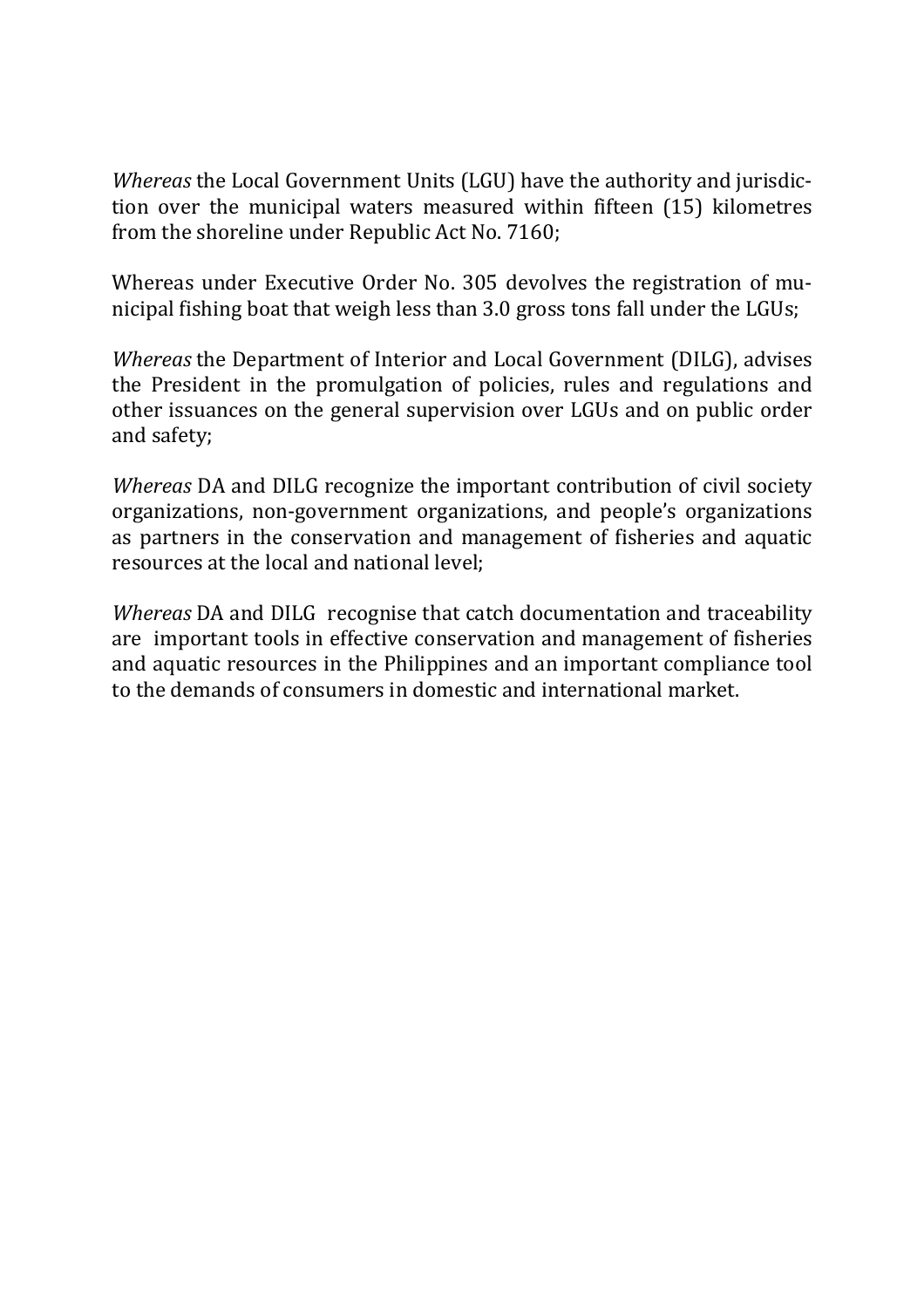*Whereas* the Local Government Units (LGU) have the authority and jurisdiction over the municipal waters measured within fifteen (15) kilometres from the shoreline under Republic Act No. 7160;

Whereas under Executive Order No. 305 devolves the registration of municipal fishing boat that weigh less than 3.0 gross tons fall under the LGUs;

*Whereas* the Department of Interior and Local Government (DILG), advises the President in the promulgation of policies, rules and regulations and other issuances on the general supervision over LGUs and on public order and safety;

*Whereas* DA and DILG recognize the important contribution of civil society organizations, non-government organizations, and people's organizations as partners in the conservation and management of fisheries and aquatic resources at the local and national level;

*Whereas* DA and DILG recognise that catch documentation and traceability are important tools in effective conservation and management of fisheries and aquatic resources in the Philippines and an important compliance tool to the demands of consumers in domestic and international market.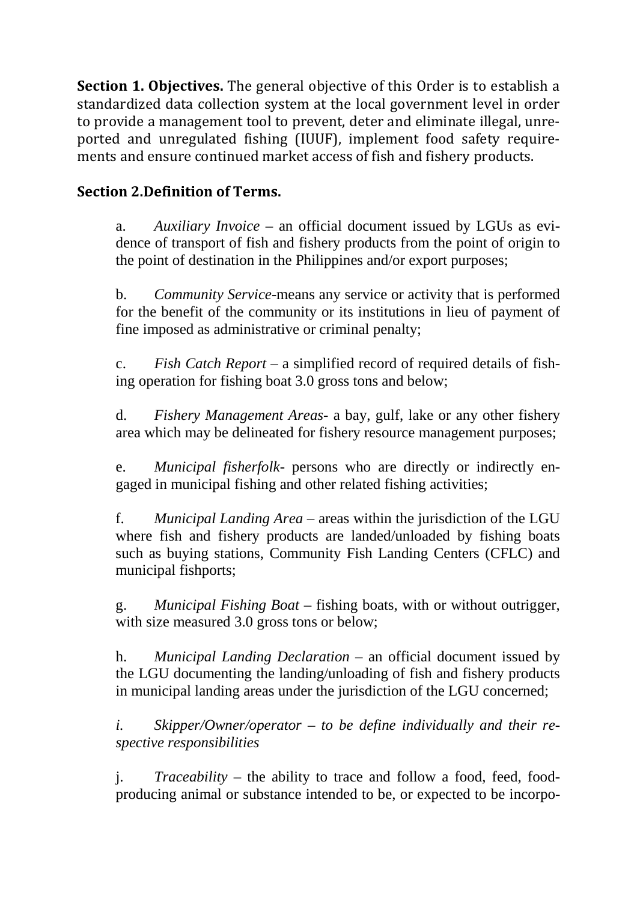**Section 1. Objectives.** The general objective of this Order is to establish a standardized data collection system at the local government level in order to provide a management tool to prevent, deter and eliminate illegal, unreported and unregulated fishing (IUUF), implement food safety requirements and ensure continued market access of fish and fishery products.

**Section 2.Definition of Terms.**

a. *Auxiliary Invoice* – an official document issued by LGUs as evidence of transport of fish and fishery products from the point of origin to the point of destination in the Philippines and/or export purposes;

b. *Community Service*-means any service or activity that is performed for the benefit of the community or its institutions in lieu of payment of fine imposed as administrative or criminal penalty;

c. *Fish Catch Report* – a simplified record of required details of fishing operation for fishing boat 3.0 gross tons and below;

d. *Fishery Management Areas*- a bay, gulf, lake or any other fishery area which may be delineated for fishery resource management purposes;

e. *Municipal fisherfolk*- persons who are directly or indirectly engaged in municipal fishing and other related fishing activities;

f. *Municipal Landing Area* – areas within the jurisdiction of the LGU where fish and fishery products are landed/unloaded by fishing boats such as buying stations, Community Fish Landing Centers (CFLC) and municipal fishports;

g. *Municipal Fishing Boat* – fishing boats, with or without outrigger, with size measured 3.0 gross tons or below;

h. *Municipal Landing Declaration* – an official document issued by the LGU documenting the landing/unloading of fish and fishery products in municipal landing areas under the jurisdiction of the LGU concerned;

*i. Skipper/Owner/operator – to be define individually and their respective responsibilities*

j. *Traceability* – the ability to trace and follow a food, feed, food-producing animal or substance intended to be, or expected to be incorpo-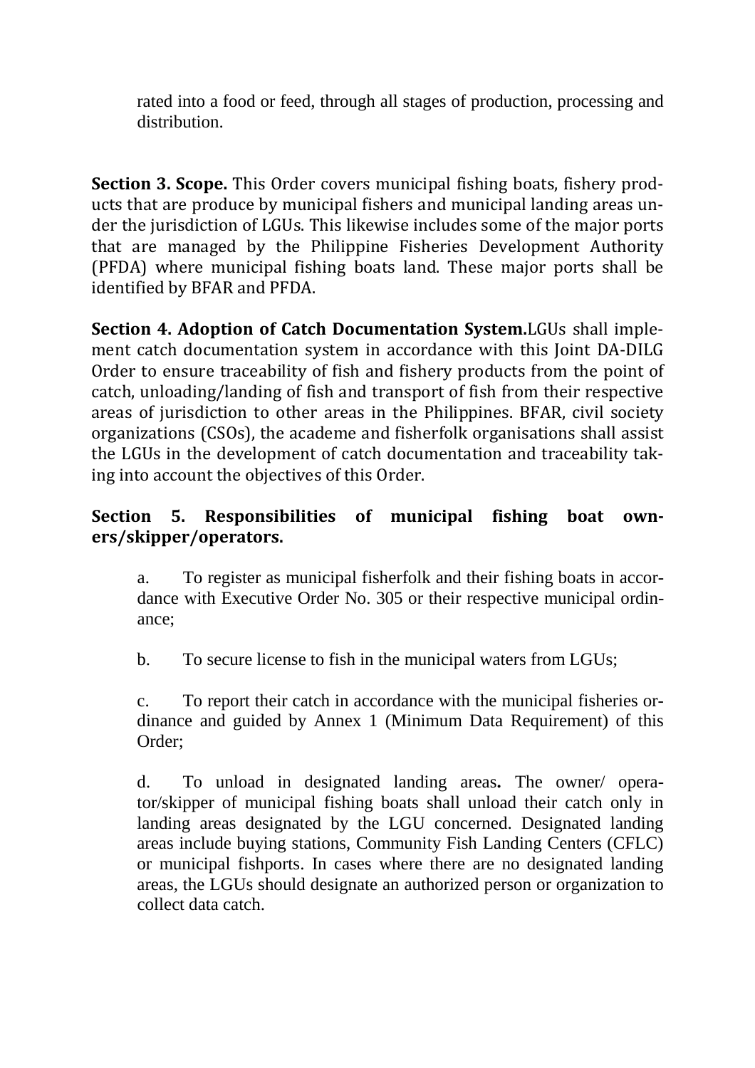rated into a food or feed, through all stages of production, processing and distribution.

**Section 3. Scope.** This Order covers municipal fishing boats, fishery products that are produce by municipal fishers and municipal landing areas under the jurisdiction of LGUs. This likewise includes some of the major ports that are managed by the Philippine Fisheries Development Authority (PFDA) where municipal fishing boats land. These major ports shall be identified by BFAR and PFDA.

**Section 4. Adoption of Catch Documentation System.**LGUs shall implement catch documentation system in accordance with this Joint DA-DILG Order to ensure traceability of fish and fishery products from the point of catch, unloading/landing of fish and transport of fish from their respective areas of jurisdiction to other areas in the Philippines. BFAR, civil society organizations (CSOs), the academe and fisherfolk organisations shall assist the LGUs in the development of catch documentation and traceability taking into account the objectives of this Order.

**Section 5. Responsibilities of municipal fishing boat owners/skipper/operators.**

a. To register as municipal fisherfolk and their fishing boats in accordance with Executive Order No. 305 or their respective municipal ordinance;

b. To secure license to fish in the municipal waters from LGUs;

c. To report their catch in accordance with the municipal fisheries ordinance and guided by Annex 1 (Minimum Data Requirement) of this Order;

d. To unload in designated landing areas**.** The owner/ operator/skipper of municipal fishing boats shall unload their catch only in landing areas designated by the LGU concerned. Designated landing areas include buying stations, Community Fish Landing Centers (CFLC) or municipal fishports. In cases where there are no designated landing areas, the LGUs should designate an authorized person or organization to collect data catch.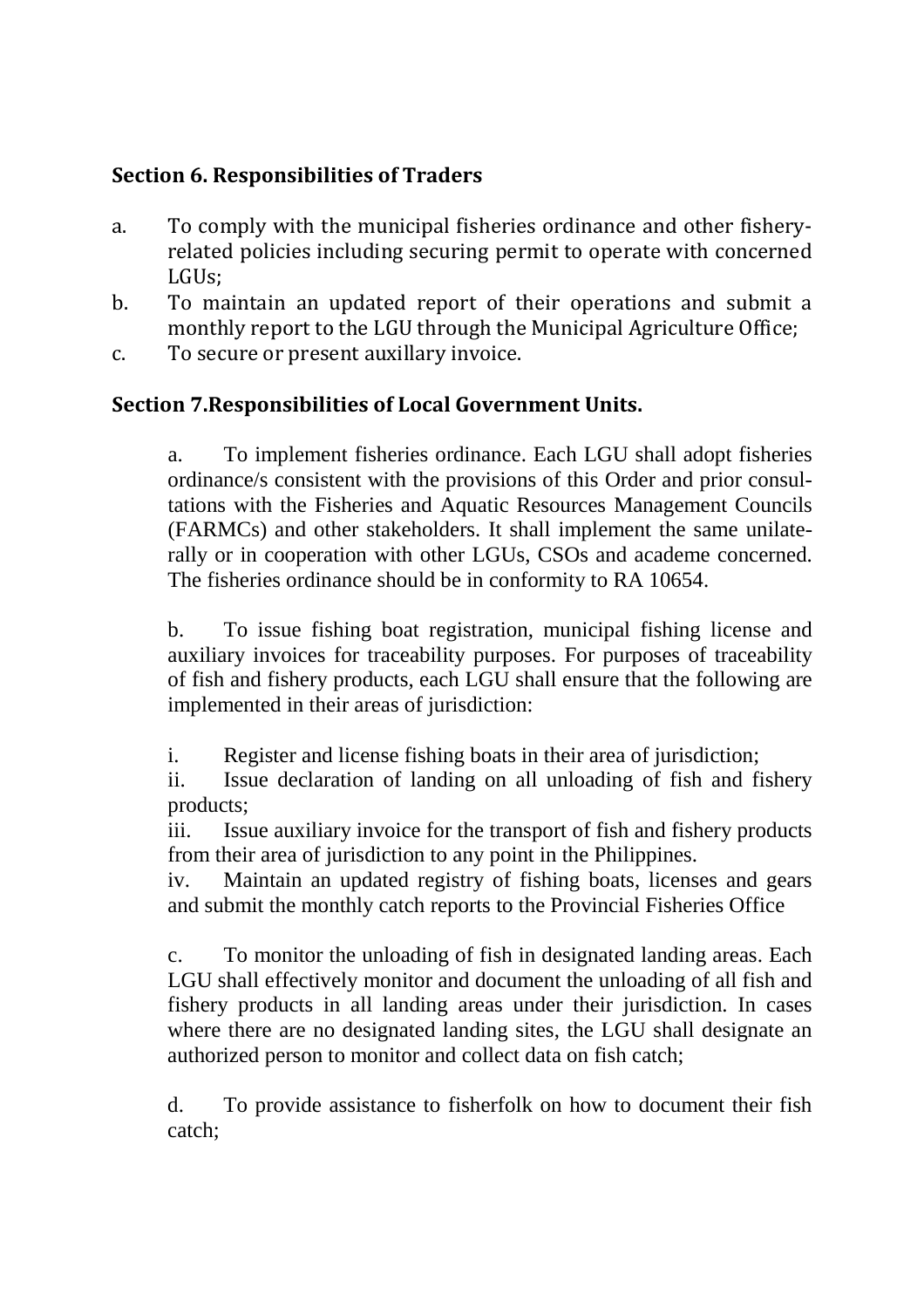### Section 6. Responsibilities of Traders

a. To comply with the municipal fisheries ordinance and other fishery-related policies including securing permit to operate with concerned LGUs;

b. To maintain an updated report of their operations and submit a monthly report to the LGU through the Municipal Agriculture Office;

c. To secure or present auxillary invoice.

### Section 7.Responsibilities of Local Government Units.

a. To implement fisheries ordinance. Each LGU shall adopt fisheries ordinance/s consistent with the provisions of this Order and prior consultations with the Fisheries and Aquatic Resources Management Councils (FARMCs) and other stakeholders. It shall implement the same unilaterally or in cooperation with other LGUs, CSOs and academe concerned. The fisheries ordinance should be in conformity to RA 10654.

b. To issue fishing boat registration, municipal fishing license and auxiliary invoices for traceability purposes. For purposes of traceability of fish and fishery products, each LGU shall ensure that the following are implemented in their areas of jurisdiction:

i. Register and license fishing boats in their area of jurisdiction;

ii. Issue declaration of landing on all unloading of fish and fishery products;

iii. Issue auxiliary invoice for the transport of fish and fishery products from their area of jurisdiction to any point in the Philippines.

iv. Maintain an updated registry of fishing boats, licenses and gears and submit the monthly catch reports to the Provincial Fisheries Office

c. To monitor the unloading of fish in designated landing areas. Each LGU shall effectively monitor and document the unloading of all fish and fishery products in all landing areas under their jurisdiction. In cases where there are no designated landing sites, the LGU shall designate an authorized person to monitor and collect data on fish catch;

d. To provide assistance to fisherfolk on how to document their fish catch;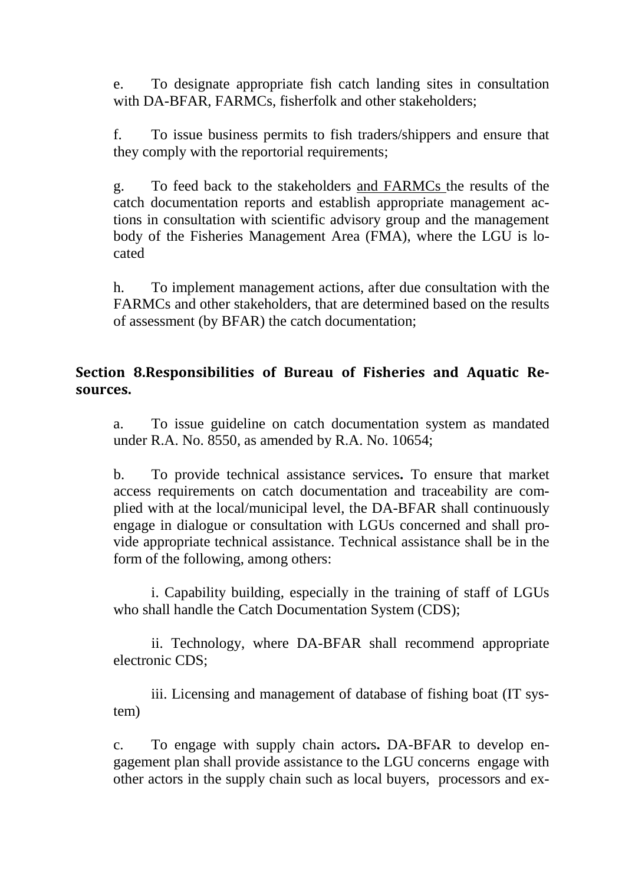e. To designate appropriate fish catch landing sites in consultation with DA-BFAR, FARMCs, fisherfolk and other stakeholders;

f. To issue business permits to fish traders/shippers and ensure that they comply with the reportorial requirements;

g. To feed back to the stakeholders <u>and FARMCs</u> the results of the catch documentation reports and establish appropriate management actions in consultation with scientific advisory group and the management body of the Fisheries Management Area (FMA), where the LGU is located

h. To implement management actions, after due consultation with the FARMCs and other stakeholders, that are determined based on the results of assessment (by BFAR) the catch documentation;

**Section 8.Responsibilities of Bureau of Fisheries and Aquatic Resources.**

a. To issue guideline on catch documentation system as mandated under R.A. No. 8550, as amended by R.A. No. 10654;

b. To provide technical assistance services**.** To ensure that market access requirements on catch documentation and traceability are complied with at the local/municipal level, the DA-BFAR shall continuously engage in dialogue or consultation with LGUs concerned and shall provide appropriate technical assistance. Technical assistance shall be in the form of the following, among others:

i. Capability building, especially in the training of staff of LGUs who shall handle the Catch Documentation System (CDS);

ii. Technology, where DA-BFAR shall recommend appropriate electronic CDS;

iii. Licensing and management of database of fishing boat (IT system)

c. To engage with supply chain actors**.** DA-BFAR to develop engagement plan shall provide assistance to the LGU concerns engage with other actors in the supply chain such as local buyers, processors and ex-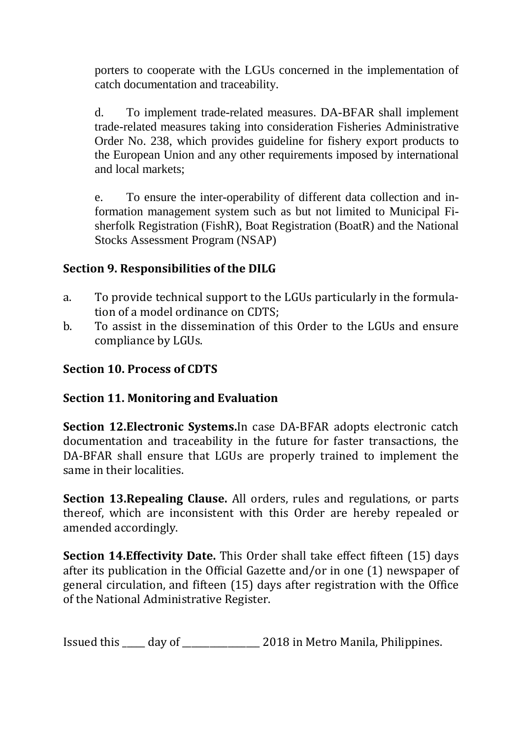porters to cooperate with the LGUs concerned in the implementation of catch documentation and traceability.

d. To implement trade-related measures. DA-BFAR shall implement trade-related measures taking into consideration Fisheries Administrative Order No. 238, which provides guideline for fishery export products to the European Union and any other requirements imposed by international and local markets;

e. To ensure the inter-operability of different data collection and information management system such as but not limited to Municipal Fisherfolk Registration (FishR), Boat Registration (BoatR) and the National Stocks Assessment Program (NSAP)

**Section 9. Responsibilities of the DILG**

a. To provide technical support to the LGUs particularly in the formulation of a model ordinance on CDTS;
b. To assist in the dissemination of this Order to the LGUs and ensure compliance by LGUs.

**Section 10. Process of CDTS**

**Section 11. Monitoring and Evaluation**

**Section 12.Electronic Systems.**In case DA-BFAR adopts electronic catch documentation and traceability in the future for faster transactions, the DA-BFAR shall ensure that LGUs are properly trained to implement the same in their localities.

**Section 13.Repealing Clause.** All orders, rules and regulations, or parts thereof, which are inconsistent with this Order are hereby repealed or amended accordingly.

**Section 14.Effectivity Date.** This Order shall take effect fifteen (15) days after its publication in the Official Gazette and/or in one (1) newspaper of general circulation, and fifteen (15) days after registration with the Office of the National Administrative Register.

Issued this _____ day of ________________ 2018 in Metro Manila, Philippines.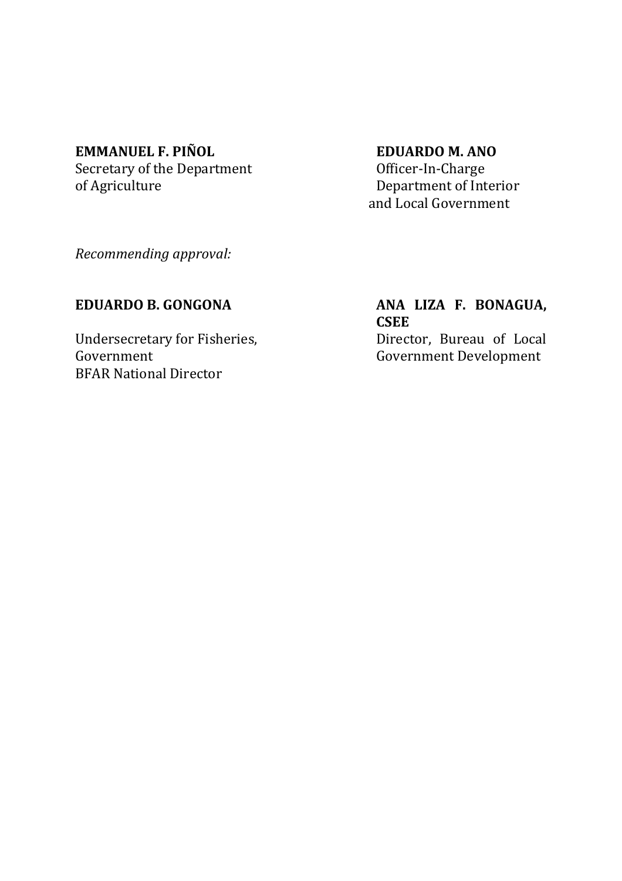**EMMANUEL F. PIÑOL**
Secretary of the Department
of Agriculture

**EDUARDO M. ANO**
Officer-In-Charge
Department of Interior
and Local Government

*Recommending approval:*

**EDUARDO B. GONGONA**

Undersecretary for Fisheries,
Government
BFAR National Director

**ANA LIZA F. BONAGUA, CSEE**
Director, Bureau of Local
Government Development